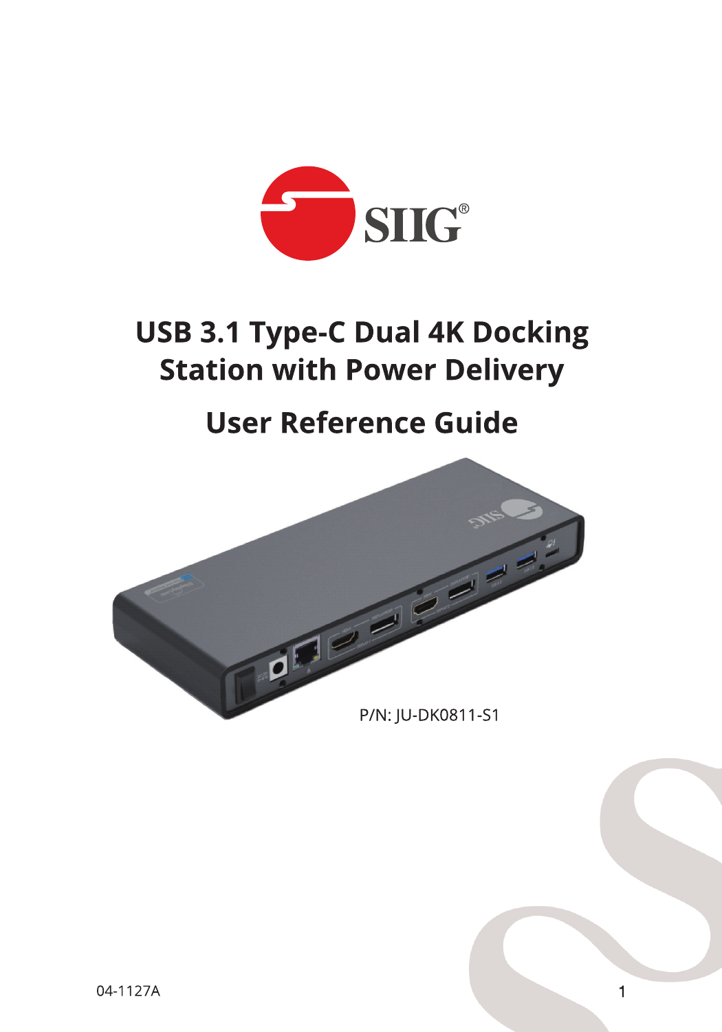# USB 3.1 Type-C Dual 4K Docking Station with Power Delivery

## User Reference Guide

P/N: JU-DK0811-S1

04-1127A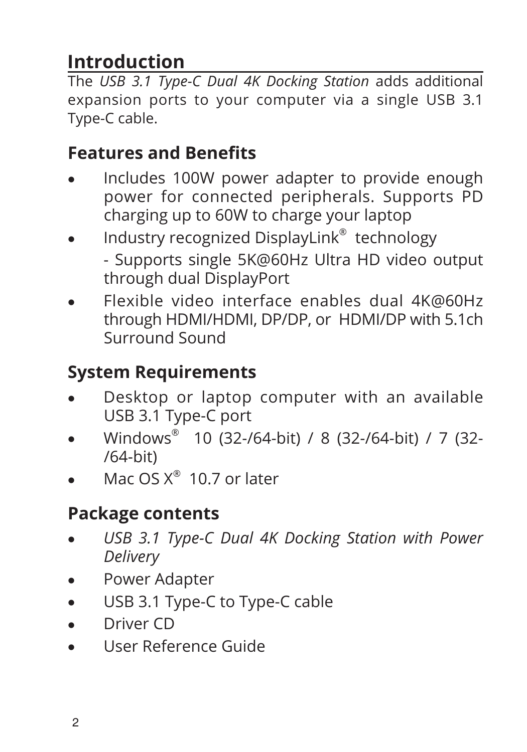# Introduction

The *USB 3.1 Type-C Dual 4K Docking Station* adds additional expansion ports to your computer via a single USB 3.1 Type-C cable.

## Features and Benefits

- Includes 100W power adapter to provide enough power for connected peripherals. Supports PD charging up to 60W to charge your laptop
- Industry recognized DisplayLink® technology
  - Supports single 5K@60Hz Ultra HD video output through dual DisplayPort
- Flexible video interface enables dual 4K@60Hz through HDMI/HDMI, DP/DP, or HDMI/DP with 5.1ch Surround Sound

## System Requirements

- Desktop or laptop computer with an available USB 3.1 Type-C port
- Windows® 10 (32-/64-bit) / 8 (32-/64-bit) / 7 (32-/64-bit)
- Mac OS X® 10.7 or later

## Package contents

- *USB 3.1 Type-C Dual 4K Docking Station with Power Delivery*
- Power Adapter
- USB 3.1 Type-C to Type-C cable
- Driver CD
- User Reference Guide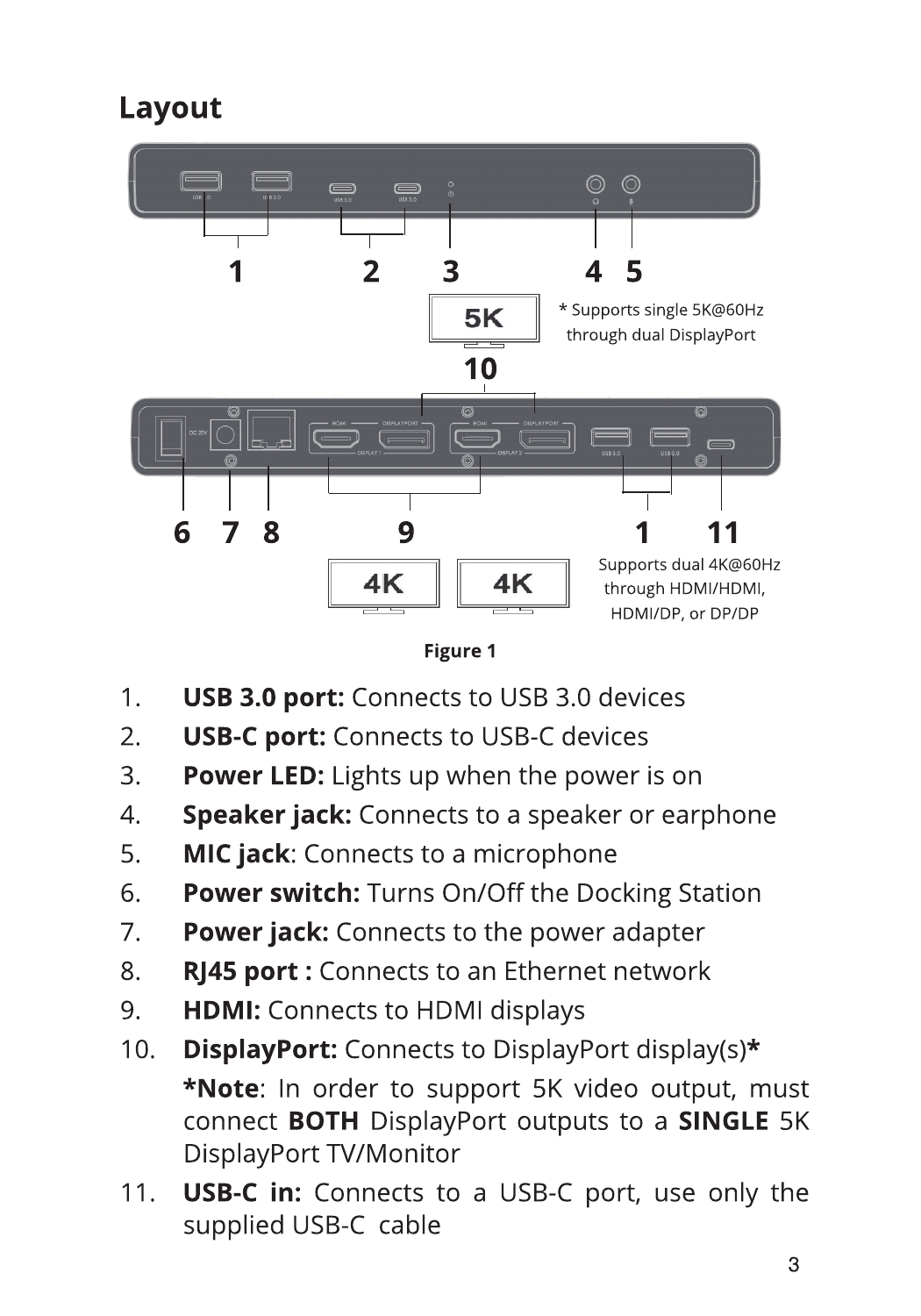## Layout

* Supports single 5K@60Hz through dual DisplayPort

Supports dual 4K@60Hz through HDMI/HDMI, HDMI/DP, or DP/DP

**Figure 1**

1. **USB 3.0 port:** Connects to USB 3.0 devices
2. **USB-C port:** Connects to USB-C devices
3. **Power LED:** Lights up when the power is on
4. **Speaker jack:** Connects to a speaker or earphone
5. **MIC jack**: Connects to a microphone
6. **Power switch:** Turns On/Off the Docking Station
7. **Power jack:** Connects to the power adapter
8. **RJ45 port :** Connects to an Ethernet network
9. **HDMI:** Connects to HDMI displays
10. **DisplayPort:** Connects to DisplayPort display(s)**\***

    **\*Note**: In order to support 5K video output, must connect **BOTH** DisplayPort outputs to a **SINGLE** 5K DisplayPort TV/Monitor
11. **USB-C in:** Connects to a USB-C port, use only the supplied USB-C cable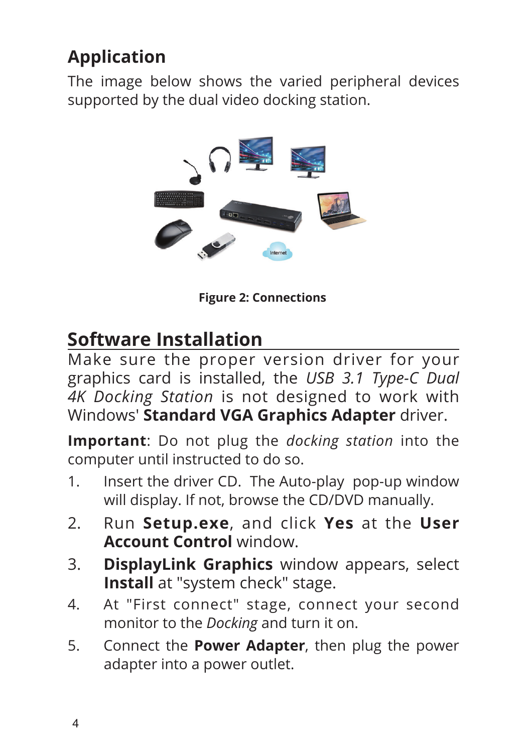## Application

The image below shows the varied peripheral devices supported by the dual video docking station.

**Figure 2: Connections**

## Software Installation

Make sure the proper version driver for your graphics card is installed, the *USB 3.1 Type-C Dual 4K Docking Station* is not designed to work with Windows' **Standard VGA Graphics Adapter** driver.

**Important**: Do not plug the *docking station* into the computer until instructed to do so.

1. Insert the driver CD. The Auto-play pop-up window will display. If not, browse the CD/DVD manually.
2. Run **Setup.exe**, and click **Yes** at the **User Account Control** window.
3. **DisplayLink Graphics** window appears, select **Install** at "system check" stage.
4. At "First connect" stage, connect your second monitor to the *Docking* and turn it on.
5. Connect the **Power Adapter**, then plug the power adapter into a power outlet.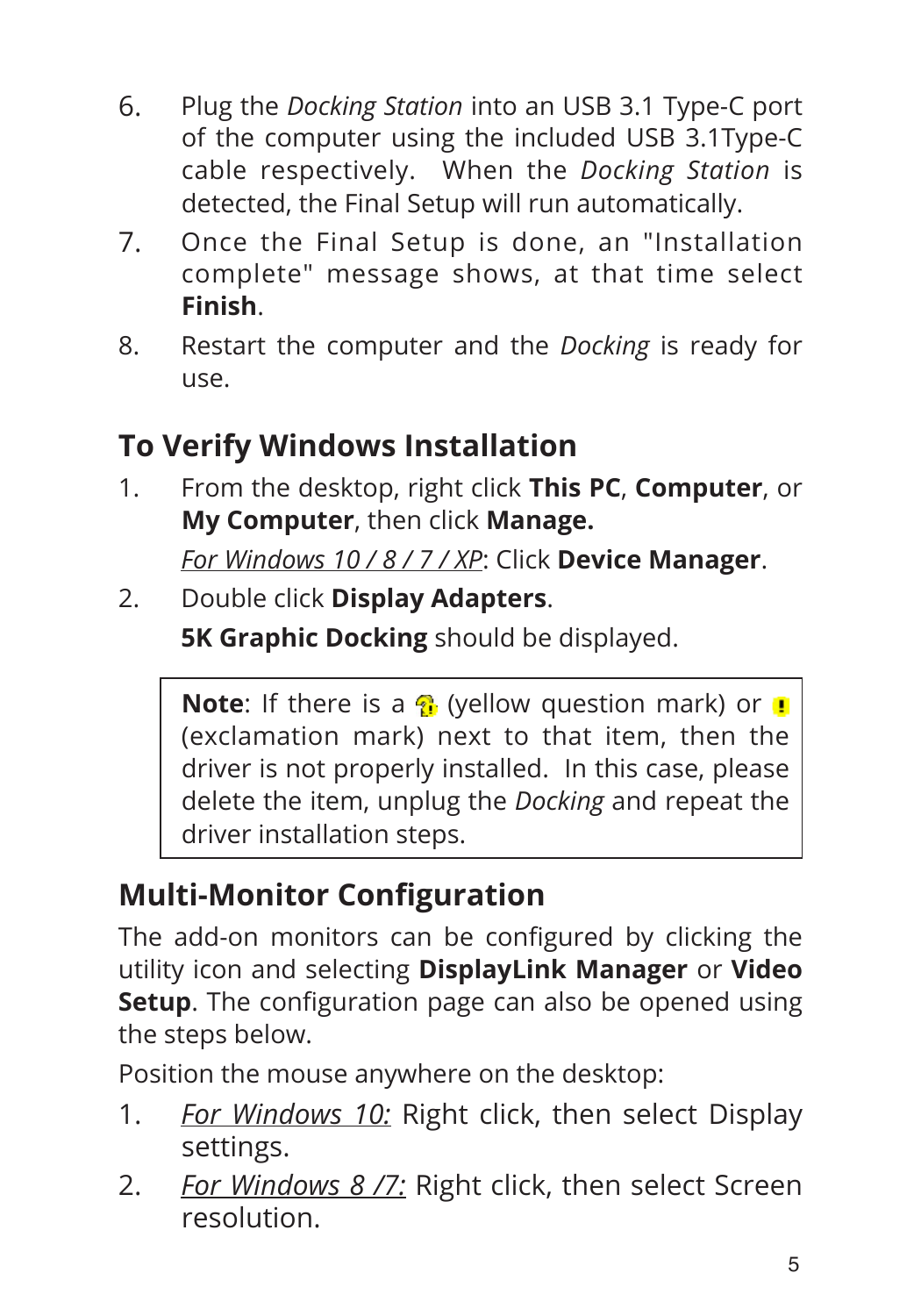6. Plug the *Docking Station* into an USB 3.1 Type-C port of the computer using the included USB 3.1Type-C cable respectively. When the *Docking Station* is detected, the Final Setup will run automatically.
7. Once the Final Setup is done, an "Installation complete" message shows, at that time select **Finish**.
8. Restart the computer and the *Docking* is ready for use.

## To Verify Windows Installation

1. From the desktop, right click **This PC**, **Computer**, or **My Computer**, then click **Manage.**

   *For Windows 10 / 8 / 7 / XP*: Click **Device Manager**.

2. Double click **Display Adapters**.

   **5K Graphic Docking** should be displayed.

> **Note**: If there is a (yellow question mark) or (exclamation mark) next to that item, then the driver is not properly installed. In this case, please delete the item, unplug the *Docking* and repeat the driver installation steps.

## Multi-Monitor Configuration

The add-on monitors can be configured by clicking the utility icon and selecting **DisplayLink Manager** or **Video Setup**. The configuration page can also be opened using the steps below.

Position the mouse anywhere on the desktop:

1. *For Windows 10:* Right click, then select Display settings.
2. *For Windows 8 /7:* Right click, then select Screen resolution.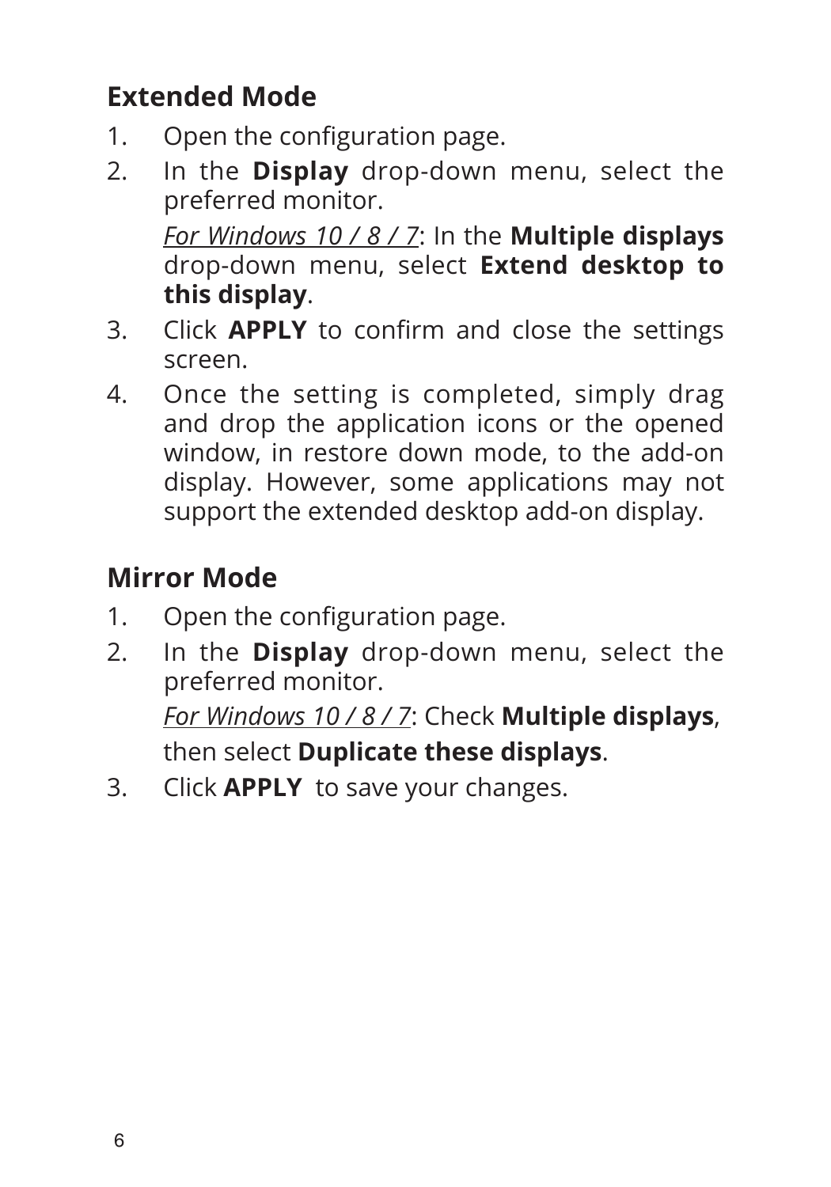## Extended Mode

1. Open the configuration page.
2. In the **Display** drop-down menu, select the preferred monitor.

   *For Windows 10 / 8 / 7*: In the **Multiple displays** drop-down menu, select **Extend desktop to this display**.
3. Click **APPLY** to confirm and close the settings screen.
4. Once the setting is completed, simply drag and drop the application icons or the opened window, in restore down mode, to the add-on display. However, some applications may not support the extended desktop add-on display.

## Mirror Mode

1. Open the configuration page.
2. In the **Display** drop-down menu, select the preferred monitor.

   *For Windows 10 / 8 / 7*: Check **Multiple displays**, then select **Duplicate these displays**.
3. Click **APPLY** to save your changes.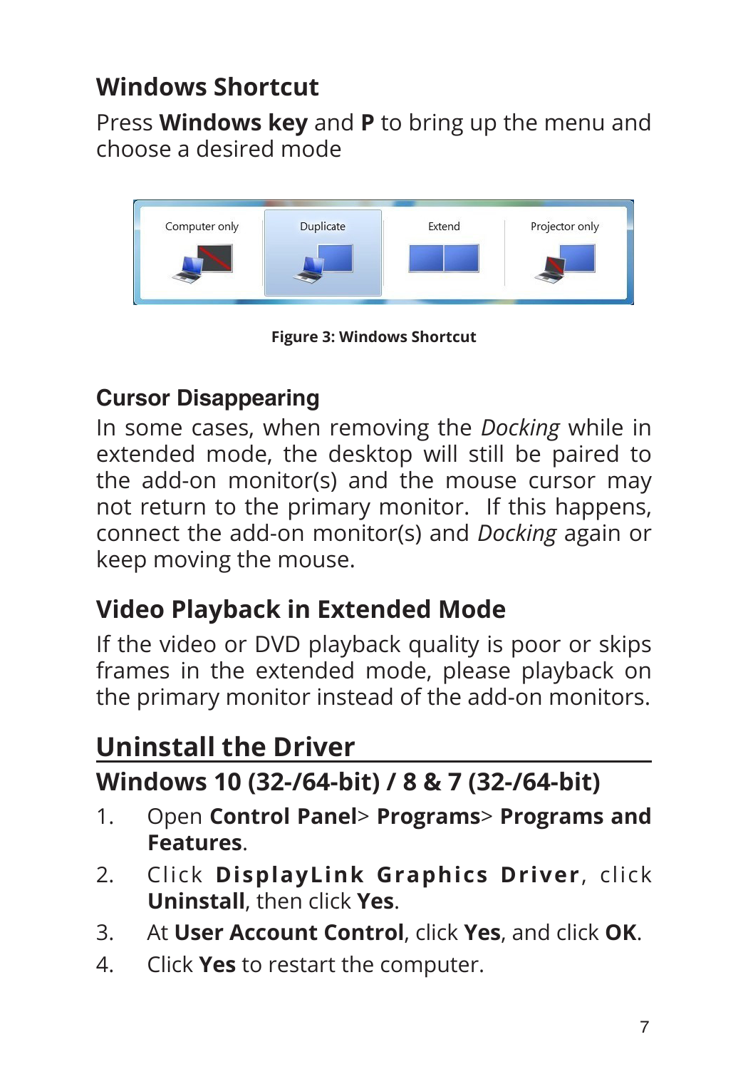## Windows Shortcut

Press **Windows key** and **P** to bring up the menu and choose a desired mode

**Figure 3: Windows Shortcut**

### Cursor Disappearing

In some cases, when removing the *Docking* while in extended mode, the desktop will still be paired to the add-on monitor(s) and the mouse cursor may not return to the primary monitor. If this happens, connect the add-on monitor(s) and *Docking* again or keep moving the mouse.

## Video Playback in Extended Mode

If the video or DVD playback quality is poor or skips frames in the extended mode, please playback on the primary monitor instead of the add-on monitors.

# Uninstall the Driver

## Windows 10 (32-/64-bit) / 8 & 7 (32-/64-bit)

1. Open **Control Panel**> **Programs**> **Programs and Features**.
2. Click **DisplayLink Graphics Driver**, click **Uninstall**, then click **Yes**.
3. At **User Account Control**, click **Yes**, and click **OK**.
4. Click **Yes** to restart the computer.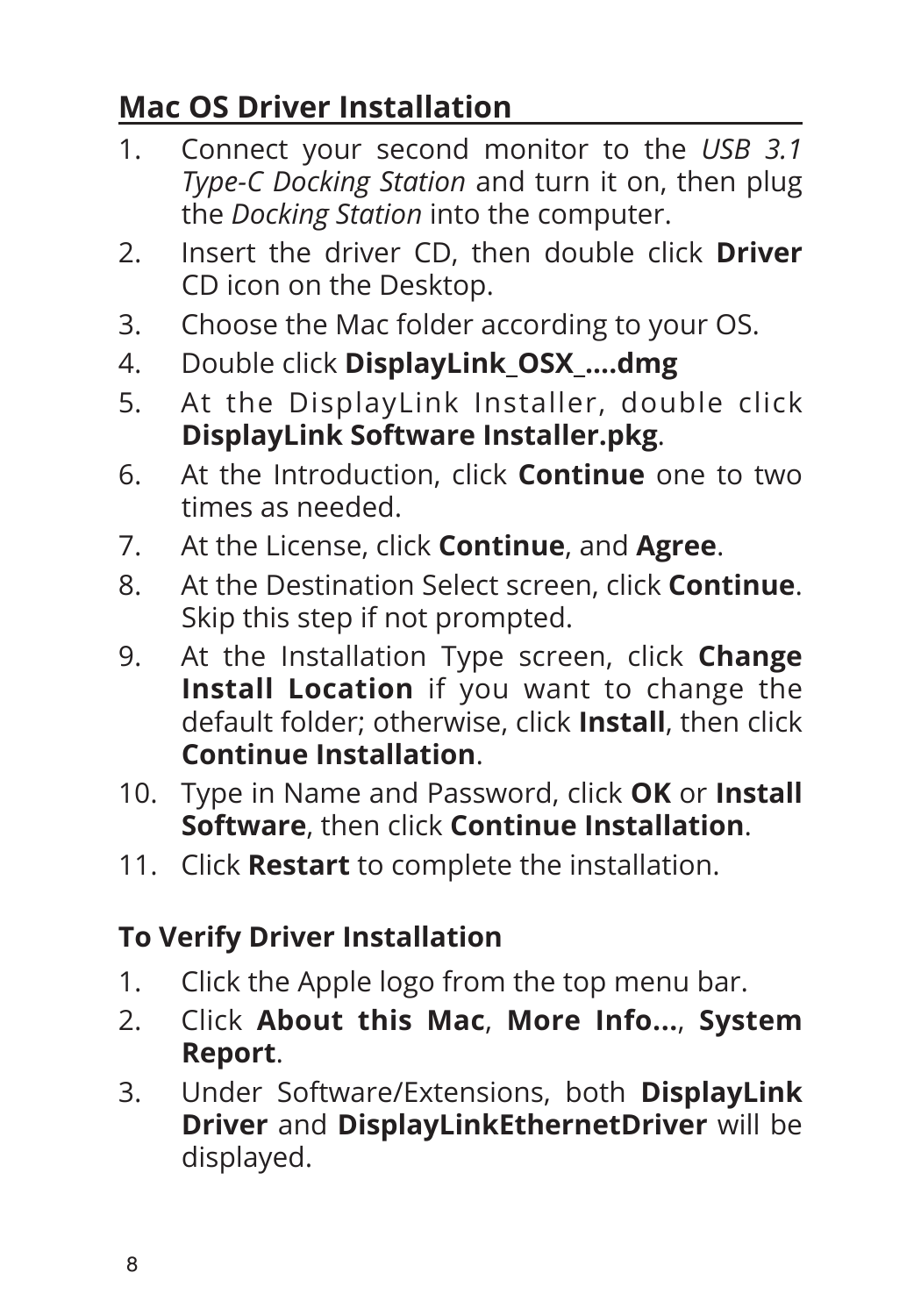## Mac OS Driver Installation

1. Connect your second monitor to the *USB 3.1 Type-C Docking Station* and turn it on, then plug the *Docking Station* into the computer.
2. Insert the driver CD, then double click **Driver** CD icon on the Desktop.
3. Choose the Mac folder according to your OS.
4. Double click **DisplayLink_OSX_....dmg**
5. At the DisplayLink Installer, double click **DisplayLink Software Installer.pkg**.
6. At the Introduction, click **Continue** one to two times as needed.
7. At the License, click **Continue**, and **Agree**.
8. At the Destination Select screen, click **Continue**. Skip this step if not prompted.
9. At the Installation Type screen, click **Change Install Location** if you want to change the default folder; otherwise, click **Install**, then click **Continue Installation**.
10. Type in Name and Password, click **OK** or **Install Software**, then click **Continue Installation**.
11. Click **Restart** to complete the installation.

### To Verify Driver Installation

1. Click the Apple logo from the top menu bar.
2. Click **About this Mac**, **More Info...**, **System Report**.
3. Under Software/Extensions, both **DisplayLink Driver** and **DisplayLinkEthernetDriver** will be displayed.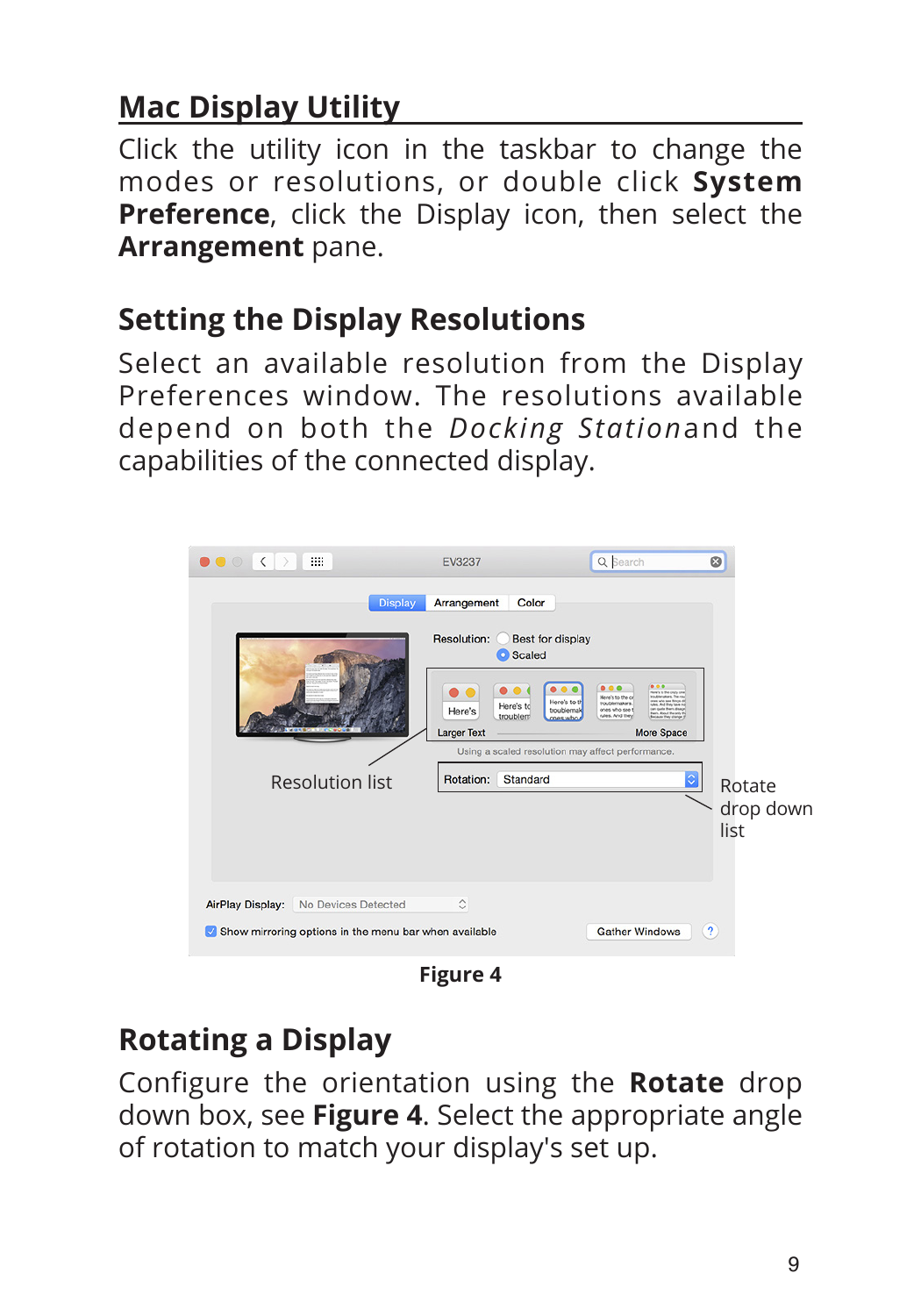## Mac Display Utility

Click the utility icon in the taskbar to change the modes or resolutions, or double click **System Preference**, click the Display icon, then select the **Arrangement** pane.

## Setting the Display Resolutions

Select an available resolution from the Display Preferences window. The resolutions available depend on both the *Docking Station*and the capabilities of the connected display.

Figure 4

## Rotating a Display

Configure the orientation using the **Rotate** drop down box, see **Figure 4**. Select the appropriate angle of rotation to match your display's set up.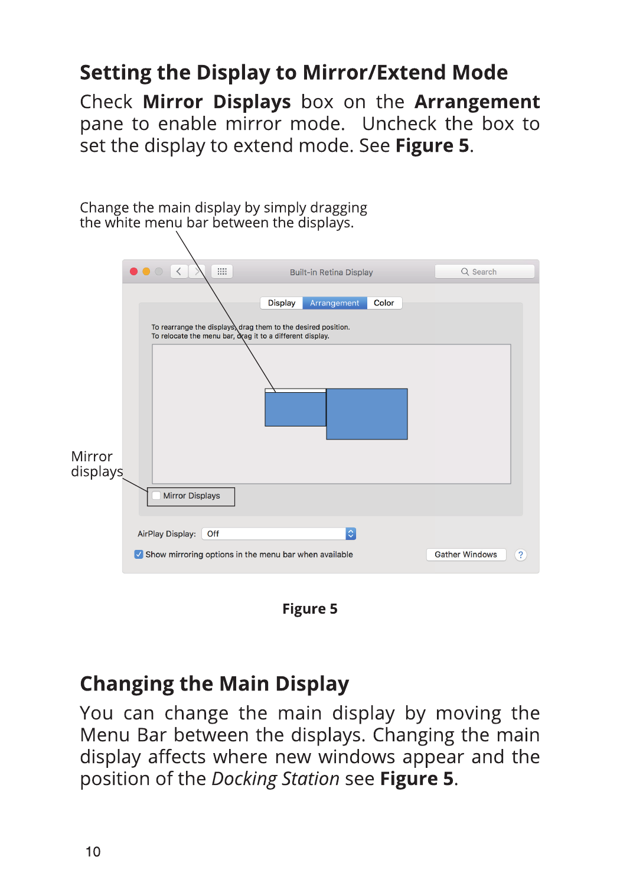## Setting the Display to Mirror/Extend Mode

Check **Mirror Displays** box on the **Arrangement** pane to enable mirror mode. Uncheck the box to set the display to extend mode. See **Figure 5**.

Change the main display by simply dragging the white menu bar between the displays.

Mirror displays

**Figure 5**

## Changing the Main Display

You can change the main display by moving the Menu Bar between the displays. Changing the main display affects where new windows appear and the position of the *Docking Station* see **Figure 5**.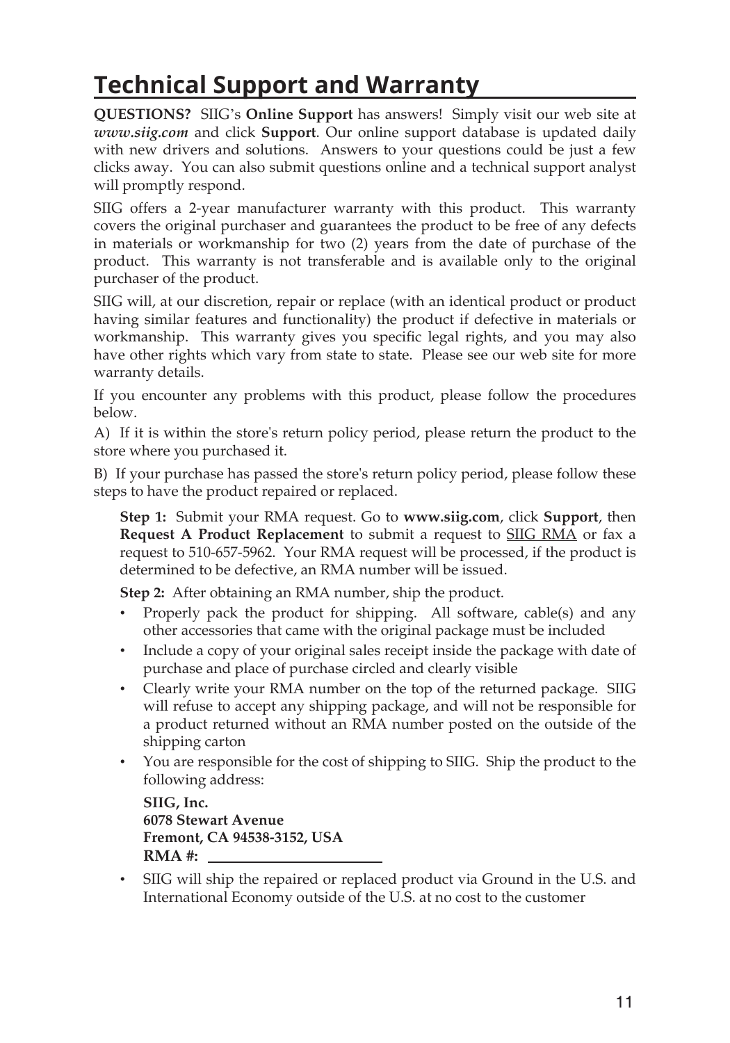# Technical Support and Warranty

**QUESTIONS?** SIIG's **Online Support** has answers! Simply visit our web site at ***www.siig.com*** and click **Support**. Our online support database is updated daily with new drivers and solutions. Answers to your questions could be just a few clicks away. You can also submit questions online and a technical support analyst will promptly respond.

SIIG offers a 2-year manufacturer warranty with this product. This warranty covers the original purchaser and guarantees the product to be free of any defects in materials or workmanship for two (2) years from the date of purchase of the product. This warranty is not transferable and is available only to the original purchaser of the product.

SIIG will, at our discretion, repair or replace (with an identical product or product having similar features and functionality) the product if defective in materials or workmanship. This warranty gives you specific legal rights, and you may also have other rights which vary from state to state. Please see our web site for more warranty details.

If you encounter any problems with this product, please follow the procedures below.

A) If it is within the store's return policy period, please return the product to the store where you purchased it.

B) If your purchase has passed the store's return policy period, please follow these steps to have the product repaired or replaced.

**Step 1:** Submit your RMA request. Go to **www.siig.com**, click **Support**, then **Request A Product Replacement** to submit a request to SIIG RMA or fax a request to 510-657-5962. Your RMA request will be processed, if the product is determined to be defective, an RMA number will be issued.

**Step 2:** After obtaining an RMA number, ship the product.

- Properly pack the product for shipping. All software, cable(s) and any other accessories that came with the original package must be included
- Include a copy of your original sales receipt inside the package with date of purchase and place of purchase circled and clearly visible
- Clearly write your RMA number on the top of the returned package. SIIG will refuse to accept any shipping package, and will not be responsible for a product returned without an RMA number posted on the outside of the shipping carton
- You are responsible for the cost of shipping to SIIG. Ship the product to the following address:

  **SIIG, Inc.**
  **6078 Stewart Avenue**
  **Fremont, CA 94538-3152, USA**
  **RMA #:** ______________________

- SIIG will ship the repaired or replaced product via Ground in the U.S. and International Economy outside of the U.S. at no cost to the customer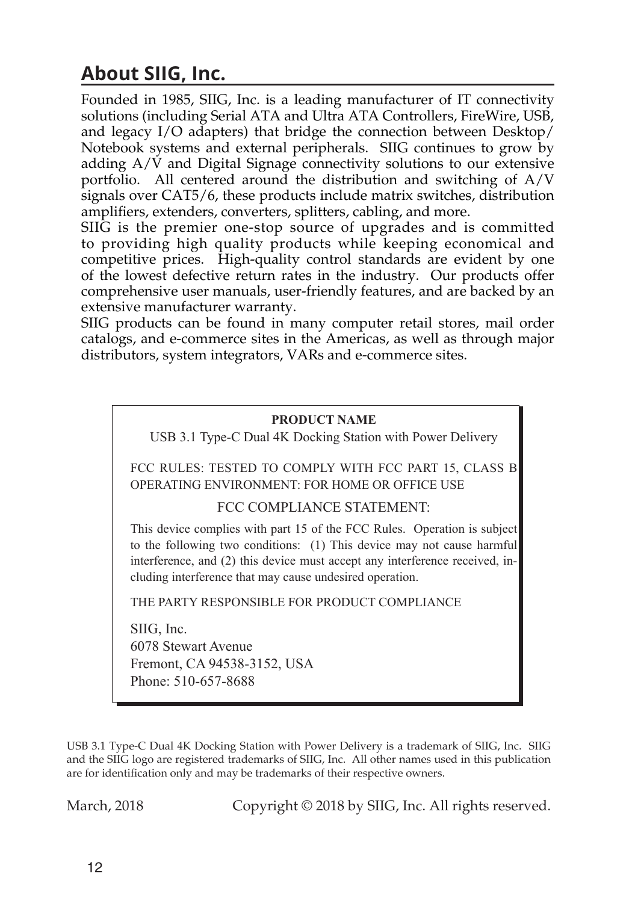## About SIIG, Inc.

Founded in 1985, SIIG, Inc. is a leading manufacturer of IT connectivity solutions (including Serial ATA and Ultra ATA Controllers, FireWire, USB, and legacy I/O adapters) that bridge the connection between Desktop/ Notebook systems and external peripherals. SIIG continues to grow by adding A/V and Digital Signage connectivity solutions to our extensive portfolio. All centered around the distribution and switching of A/V signals over CAT5/6, these products include matrix switches, distribution amplifiers, extenders, converters, splitters, cabling, and more.

SIIG is the premier one-stop source of upgrades and is committed to providing high quality products while keeping economical and competitive prices. High-quality control standards are evident by one of the lowest defective return rates in the industry. Our products offer comprehensive user manuals, user-friendly features, and are backed by an extensive manufacturer warranty.

SIIG products can be found in many computer retail stores, mail order catalogs, and e-commerce sites in the Americas, as well as through major distributors, system integrators, VARs and e-commerce sites.

**PRODUCT NAME**

USB 3.1 Type-C Dual 4K Docking Station with Power Delivery

FCC RULES: TESTED TO COMPLY WITH FCC PART 15, CLASS B
OPERATING ENVIRONMENT: FOR HOME OR OFFICE USE

FCC COMPLIANCE STATEMENT:

This device complies with part 15 of the FCC Rules. Operation is subject to the following two conditions: (1) This device may not cause harmful interference, and (2) this device must accept any interference received, including interference that may cause undesired operation.

THE PARTY RESPONSIBLE FOR PRODUCT COMPLIANCE

SIIG, Inc.
6078 Stewart Avenue
Fremont, CA 94538-3152, USA
Phone: 510-657-8688

USB 3.1 Type-C Dual 4K Docking Station with Power Delivery is a trademark of SIIG, Inc. SIIG and the SIIG logo are registered trademarks of SIIG, Inc. All other names used in this publication are for identification only and may be trademarks of their respective owners.

March, 2018 Copyright © 2018 by SIIG, Inc. All rights reserved.